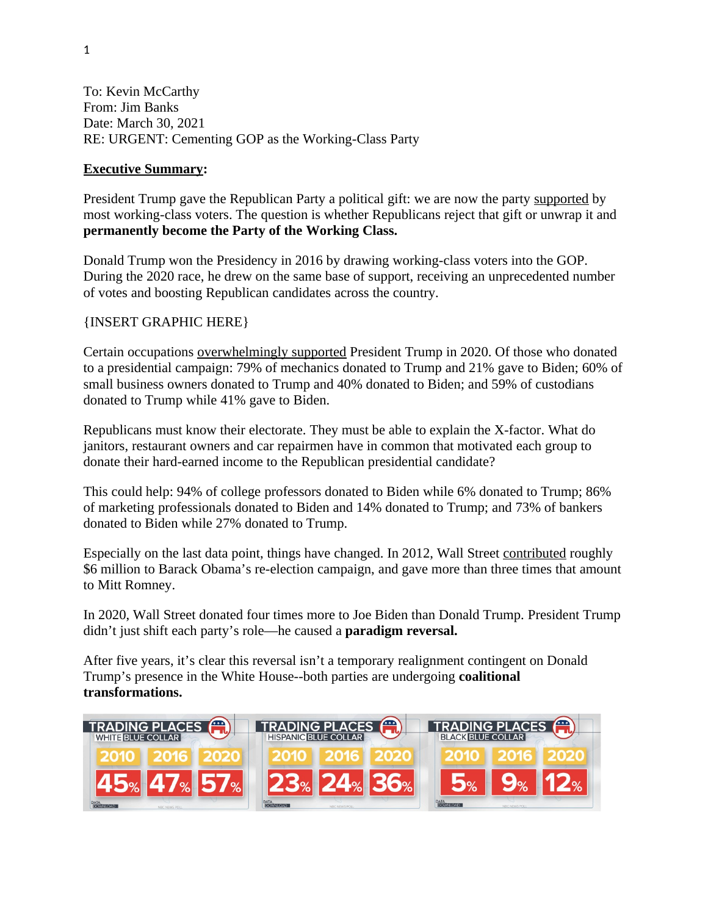To: Kevin McCarthy
From: Jim Banks
Date: March 30, 2021
RE: URGENT: Cementing GOP as the Working-Class Party

**Executive Summary:**

President Trump gave the Republican Party a political gift: we are now the party supported by most working-class voters. The question is whether Republicans reject that gift or unwrap it and **permanently become the Party of the Working Class.**

Donald Trump won the Presidency in 2016 by drawing working-class voters into the GOP. During the 2020 race, he drew on the same base of support, receiving an unprecedented number of votes and boosting Republican candidates across the country.

{INSERT GRAPHIC HERE}

Certain occupations overwhelmingly supported President Trump in 2020. Of those who donated to a presidential campaign: 79% of mechanics donated to Trump and 21% gave to Biden; 60% of small business owners donated to Trump and 40% donated to Biden; and 59% of custodians donated to Trump while 41% gave to Biden.

Republicans must know their electorate. They must be able to explain the X-factor. What do janitors, restaurant owners and car repairmen have in common that motivated each group to donate their hard-earned income to the Republican presidential candidate?

This could help: 94% of college professors donated to Biden while 6% donated to Trump; 86% of marketing professionals donated to Biden and 14% donated to Trump; and 73% of bankers donated to Biden while 27% donated to Trump.

Especially on the last data point, things have changed. In 2012, Wall Street contributed roughly $6 million to Barack Obama's re-election campaign, and gave more than three times that amount to Mitt Romney.

In 2020, Wall Street donated four times more to Joe Biden than Donald Trump. President Trump didn't just shift each party's role—he caused a **paradigm reversal.**

After five years, it's clear this reversal isn't a temporary realignment contingent on Donald Trump's presence in the White House--both parties are undergoing **coalitional transformations.**

**TRADING PLACES**

| | 2010 | 2016 | 2020 |
|---|---|---|---|
| White Blue Collar | 45% | 47% | 57% |
| Hispanic Blue Collar | 23% | 24% | 36% |
| Black Blue Collar | 5% | 9% | 12% |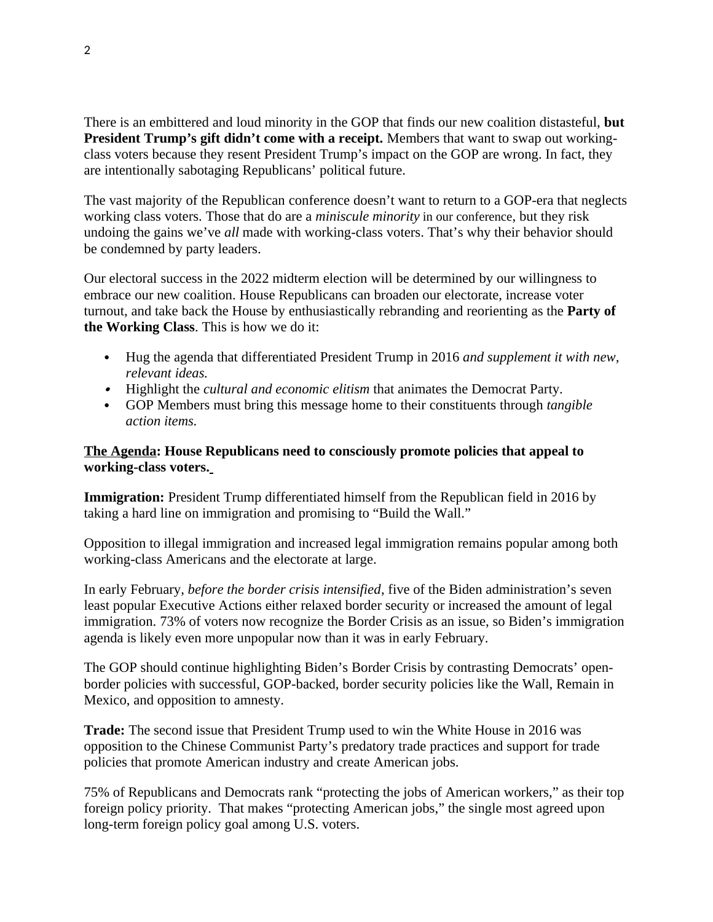There is an embittered and loud minority in the GOP that finds our new coalition distasteful, **but President Trump's gift didn't come with a receipt.** Members that want to swap out working-class voters because they resent President Trump's impact on the GOP are wrong. In fact, they are intentionally sabotaging Republicans' political future.

The vast majority of the Republican conference doesn't want to return to a GOP-era that neglects working class voters. Those that do are a *miniscule minority* in our conference, but they risk undoing the gains we've *all* made with working-class voters. That's why their behavior should be condemned by party leaders.

Our electoral success in the 2022 midterm election will be determined by our willingness to embrace our new coalition. House Republicans can broaden our electorate, increase voter turnout, and take back the House by enthusiastically rebranding and reorienting as the **Party of the Working Class**. This is how we do it:

- Hug the agenda that differentiated President Trump in 2016 *and supplement it with new, relevant ideas.*
- Highlight the *cultural and economic elitism* that animates the Democrat Party.
- GOP Members must bring this message home to their constituents through *tangible action items.*

**The Agenda: House Republicans need to consciously promote policies that appeal to working-class voters.**

**Immigration:** President Trump differentiated himself from the Republican field in 2016 by taking a hard line on immigration and promising to "Build the Wall."

Opposition to illegal immigration and increased legal immigration remains popular among both working-class Americans and the electorate at large.

In early February, *before the border crisis intensified*, five of the Biden administration's seven least popular Executive Actions either relaxed border security or increased the amount of legal immigration. 73% of voters now recognize the Border Crisis as an issue, so Biden's immigration agenda is likely even more unpopular now than it was in early February.

The GOP should continue highlighting Biden's Border Crisis by contrasting Democrats' open-border policies with successful, GOP-backed, border security policies like the Wall, Remain in Mexico, and opposition to amnesty.

**Trade:** The second issue that President Trump used to win the White House in 2016 was opposition to the Chinese Communist Party's predatory trade practices and support for trade policies that promote American industry and create American jobs.

75% of Republicans and Democrats rank "protecting the jobs of American workers," as their top foreign policy priority. That makes "protecting American jobs," the single most agreed upon long-term foreign policy goal among U.S. voters.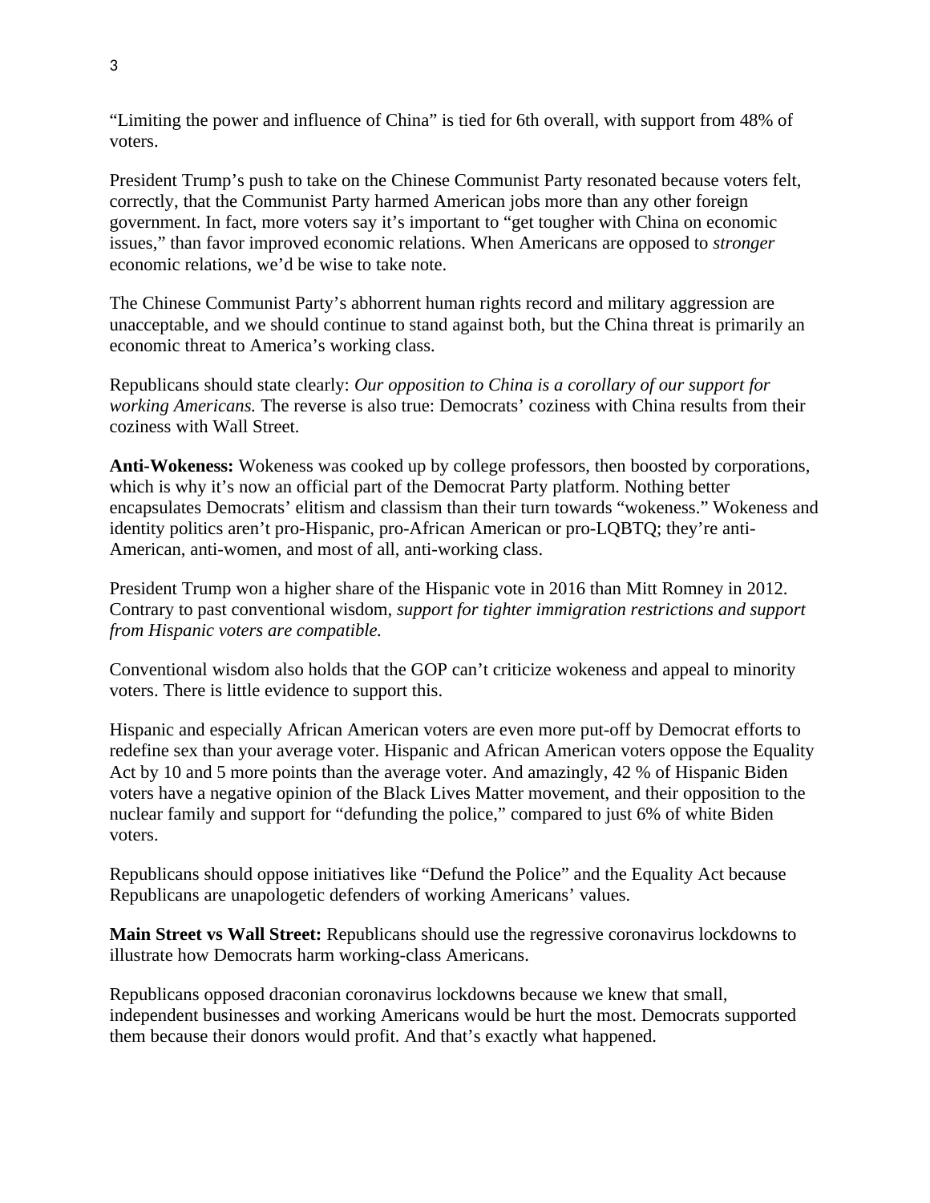"Limiting the power and influence of China" is tied for 6th overall, with support from 48% of voters.

President Trump's push to take on the Chinese Communist Party resonated because voters felt, correctly, that the Communist Party harmed American jobs more than any other foreign government. In fact, more voters say it's important to "get tougher with China on economic issues," than favor improved economic relations. When Americans are opposed to *stronger* economic relations, we'd be wise to take note.

The Chinese Communist Party's abhorrent human rights record and military aggression are unacceptable, and we should continue to stand against both, but the China threat is primarily an economic threat to America's working class.

Republicans should state clearly: *Our opposition to China is a corollary of our support for working Americans.* The reverse is also true: Democrats' coziness with China results from their coziness with Wall Street.

**Anti-Wokeness:** Wokeness was cooked up by college professors, then boosted by corporations, which is why it's now an official part of the Democrat Party platform. Nothing better encapsulates Democrats' elitism and classism than their turn towards "wokeness." Wokeness and identity politics aren't pro-Hispanic, pro-African American or pro-LQBTQ; they're anti-American, anti-women, and most of all, anti-working class.

President Trump won a higher share of the Hispanic vote in 2016 than Mitt Romney in 2012. Contrary to past conventional wisdom, *support for tighter immigration restrictions and support from Hispanic voters are compatible.*

Conventional wisdom also holds that the GOP can't criticize wokeness and appeal to minority voters. There is little evidence to support this.

Hispanic and especially African American voters are even more put-off by Democrat efforts to redefine sex than your average voter. Hispanic and African American voters oppose the Equality Act by 10 and 5 more points than the average voter. And amazingly, 42 % of Hispanic Biden voters have a negative opinion of the Black Lives Matter movement, and their opposition to the nuclear family and support for "defunding the police," compared to just 6% of white Biden voters.

Republicans should oppose initiatives like "Defund the Police" and the Equality Act because Republicans are unapologetic defenders of working Americans' values.

**Main Street vs Wall Street:** Republicans should use the regressive coronavirus lockdowns to illustrate how Democrats harm working-class Americans.

Republicans opposed draconian coronavirus lockdowns because we knew that small, independent businesses and working Americans would be hurt the most. Democrats supported them because their donors would profit. And that's exactly what happened.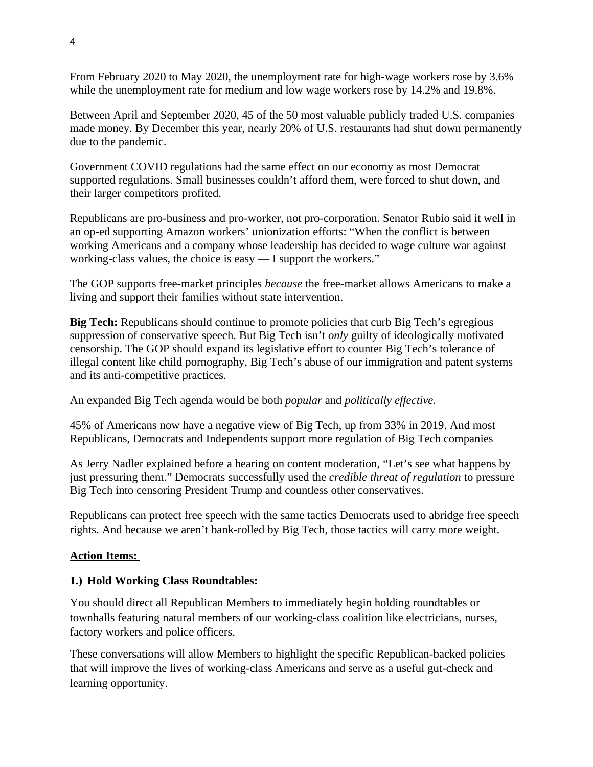From February 2020 to May 2020, the unemployment rate for high-wage workers rose by 3.6% while the unemployment rate for medium and low wage workers rose by 14.2% and 19.8%.

Between April and September 2020, 45 of the 50 most valuable publicly traded U.S. companies made money. By December this year, nearly 20% of U.S. restaurants had shut down permanently due to the pandemic.

Government COVID regulations had the same effect on our economy as most Democrat supported regulations. Small businesses couldn't afford them, were forced to shut down, and their larger competitors profited.

Republicans are pro-business and pro-worker, not pro-corporation. Senator Rubio said it well in an op-ed supporting Amazon workers' unionization efforts: "When the conflict is between working Americans and a company whose leadership has decided to wage culture war against working-class values, the choice is easy — I support the workers."

The GOP supports free-market principles *because* the free-market allows Americans to make a living and support their families without state intervention.

**Big Tech:** Republicans should continue to promote policies that curb Big Tech's egregious suppression of conservative speech. But Big Tech isn't *only* guilty of ideologically motivated censorship. The GOP should expand its legislative effort to counter Big Tech's tolerance of illegal content like child pornography, Big Tech's abuse of our immigration and patent systems and its anti-competitive practices.

An expanded Big Tech agenda would be both *popular* and *politically effective.*

45% of Americans now have a negative view of Big Tech, up from 33% in 2019. And most Republicans, Democrats and Independents support more regulation of Big Tech companies

As Jerry Nadler explained before a hearing on content moderation, "Let's see what happens by just pressuring them." Democrats successfully used the *credible threat of regulation* to pressure Big Tech into censoring President Trump and countless other conservatives.

Republicans can protect free speech with the same tactics Democrats used to abridge free speech rights. And because we aren't bank-rolled by Big Tech, those tactics will carry more weight.

**Action Items:**

**1.) Hold Working Class Roundtables:**

You should direct all Republican Members to immediately begin holding roundtables or townhalls featuring natural members of our working-class coalition like electricians, nurses, factory workers and police officers.

These conversations will allow Members to highlight the specific Republican-backed policies that will improve the lives of working-class Americans and serve as a useful gut-check and learning opportunity.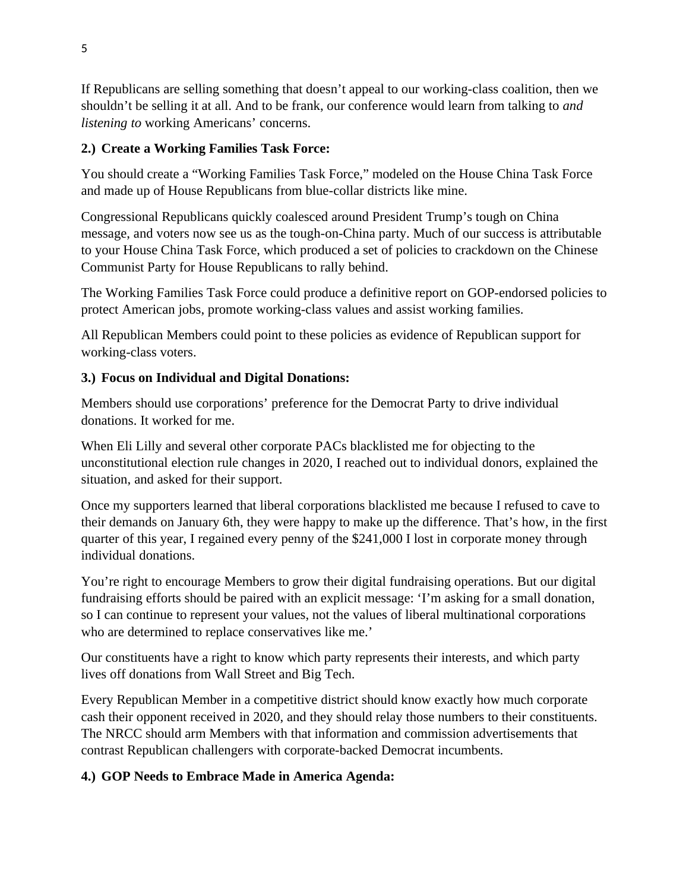If Republicans are selling something that doesn't appeal to our working-class coalition, then we shouldn't be selling it at all. And to be frank, our conference would learn from talking to *and listening to* working Americans' concerns.

**2.) Create a Working Families Task Force:**

You should create a "Working Families Task Force," modeled on the House China Task Force and made up of House Republicans from blue-collar districts like mine.

Congressional Republicans quickly coalesced around President Trump's tough on China message, and voters now see us as the tough-on-China party. Much of our success is attributable to your House China Task Force, which produced a set of policies to crackdown on the Chinese Communist Party for House Republicans to rally behind.

The Working Families Task Force could produce a definitive report on GOP-endorsed policies to protect American jobs, promote working-class values and assist working families.

All Republican Members could point to these policies as evidence of Republican support for working-class voters.

**3.) Focus on Individual and Digital Donations:**

Members should use corporations' preference for the Democrat Party to drive individual donations. It worked for me.

When Eli Lilly and several other corporate PACs blacklisted me for objecting to the unconstitutional election rule changes in 2020, I reached out to individual donors, explained the situation, and asked for their support.

Once my supporters learned that liberal corporations blacklisted me because I refused to cave to their demands on January 6th, they were happy to make up the difference. That's how, in the first quarter of this year, I regained every penny of the $241,000 I lost in corporate money through individual donations.

You're right to encourage Members to grow their digital fundraising operations. But our digital fundraising efforts should be paired with an explicit message: 'I'm asking for a small donation, so I can continue to represent your values, not the values of liberal multinational corporations who are determined to replace conservatives like me.'

Our constituents have a right to know which party represents their interests, and which party lives off donations from Wall Street and Big Tech.

Every Republican Member in a competitive district should know exactly how much corporate cash their opponent received in 2020, and they should relay those numbers to their constituents. The NRCC should arm Members with that information and commission advertisements that contrast Republican challengers with corporate-backed Democrat incumbents.

**4.) GOP Needs to Embrace Made in America Agenda:**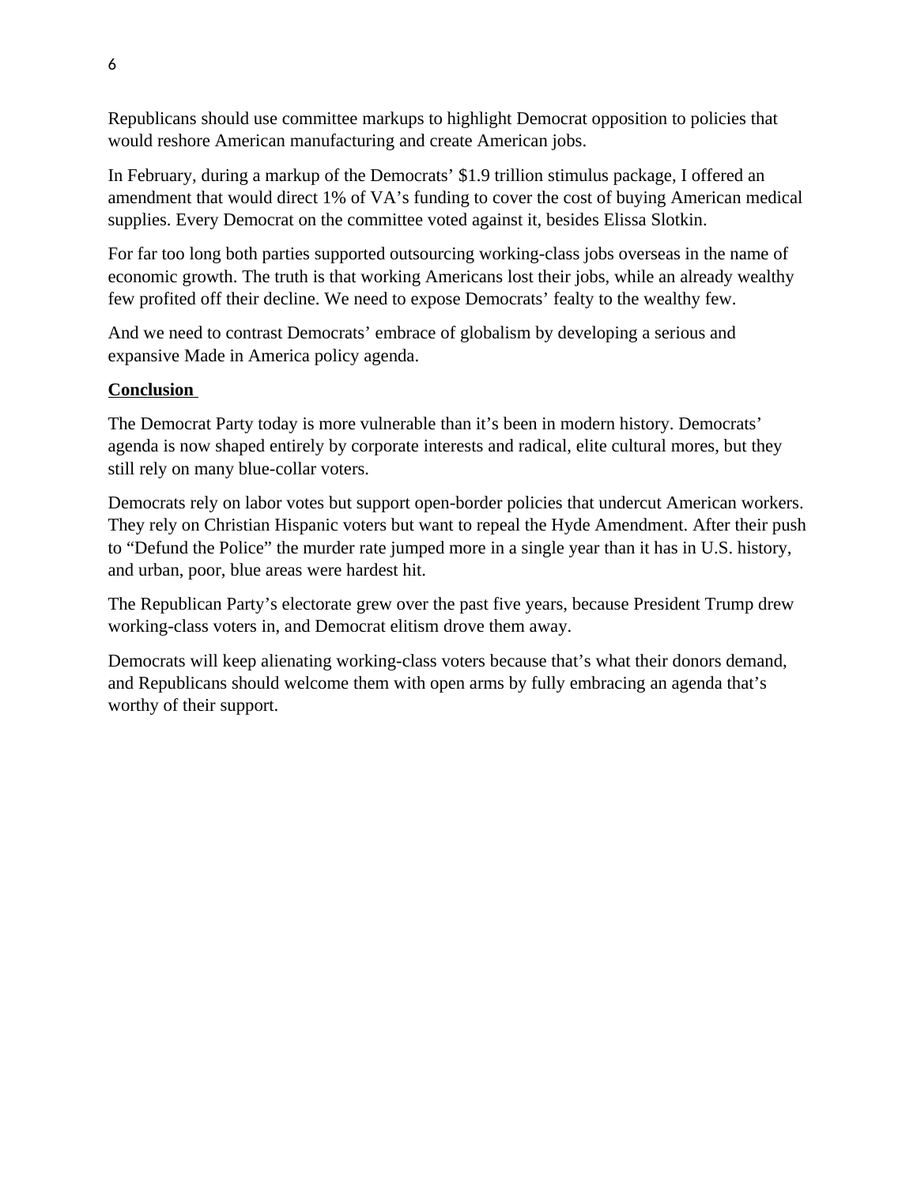Republicans should use committee markups to highlight Democrat opposition to policies that would reshore American manufacturing and create American jobs.

In February, during a markup of the Democrats' $1.9 trillion stimulus package, I offered an amendment that would direct 1% of VA's funding to cover the cost of buying American medical supplies. Every Democrat on the committee voted against it, besides Elissa Slotkin.

For far too long both parties supported outsourcing working-class jobs overseas in the name of economic growth. The truth is that working Americans lost their jobs, while an already wealthy few profited off their decline. We need to expose Democrats' fealty to the wealthy few.

And we need to contrast Democrats' embrace of globalism by developing a serious and expansive Made in America policy agenda.

**Conclusion**

The Democrat Party today is more vulnerable than it's been in modern history. Democrats' agenda is now shaped entirely by corporate interests and radical, elite cultural mores, but they still rely on many blue-collar voters.

Democrats rely on labor votes but support open-border policies that undercut American workers. They rely on Christian Hispanic voters but want to repeal the Hyde Amendment. After their push to "Defund the Police" the murder rate jumped more in a single year than it has in U.S. history, and urban, poor, blue areas were hardest hit.

The Republican Party's electorate grew over the past five years, because President Trump drew working-class voters in, and Democrat elitism drove them away.

Democrats will keep alienating working-class voters because that's what their donors demand, and Republicans should welcome them with open arms by fully embracing an agenda that's worthy of their support.